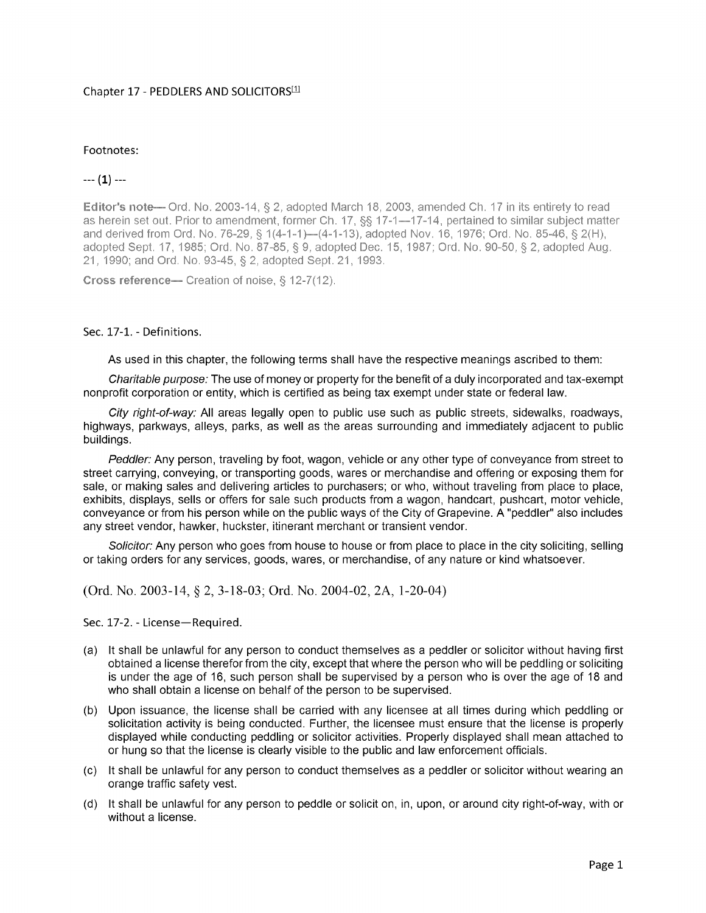# Chapter 17 - PEDDLERS AND SOLICITORS[1]

Footnotes:

--- (**1**) ---

**Editor's note—** Ord. No. 2003-14, § 2, adopted March 18, 2003, amended Ch. 17 in its entirety to read as herein set out. Prior to amendment, former Ch. 17, §§ 17-1—17-14, pertained to similar subject matter and derived from Ord. No. 76-29, § 1(4-1-1)—(4-1-13), adopted Nov. 16, 1976; Ord. No. 85-46, § 2(H), adopted Sept. 17, 1985; Ord. No. 87-85, § 9, adopted Dec. 15, 1987; Ord. No. 90-50, § 2, adopted Aug. 21, 1990; and Ord. No. 93-45, § 2, adopted Sept. 21, 1993.

**Cross reference—** Creation of noise, § 12-7(12).

## Sec. 17-1. - Definitions.

As used in this chapter, the following terms shall have the respective meanings ascribed to them:

*Charitable purpose:* The use of money or property for the benefit of a duly incorporated and tax-exempt nonprofit corporation or entity, which is certified as being tax exempt under state or federal law.

*City right-of-way:* All areas legally open to public use such as public streets, sidewalks, roadways, highways, parkways, alleys, parks, as well as the areas surrounding and immediately adjacent to public buildings.

*Peddler:* Any person, traveling by foot, wagon, vehicle or any other type of conveyance from street to street carrying, conveying, or transporting goods, wares or merchandise and offering or exposing them for sale, or making sales and delivering articles to purchasers; or who, without traveling from place to place, exhibits, displays, sells or offers for sale such products from a wagon, handcart, pushcart, motor vehicle, conveyance or from his person while on the public ways of the City of Grapevine. A "peddler" also includes any street vendor, hawker, huckster, itinerant merchant or transient vendor.

*Solicitor:* Any person who goes from house to house or from place to place in the city soliciting, selling or taking orders for any services, goods, wares, or merchandise, of any nature or kind whatsoever.

(Ord. No. 2003-14, § 2, 3-18-03; Ord. No. 2004-02, 2A, 1-20-04)

## Sec. 17-2. - License—Required.

(a) It shall be unlawful for any person to conduct themselves as a peddler or solicitor without having first obtained a license therefor from the city, except that where the person who will be peddling or soliciting is under the age of 16, such person shall be supervised by a person who is over the age of 18 and who shall obtain a license on behalf of the person to be supervised.

(b) Upon issuance, the license shall be carried with any licensee at all times during which peddling or solicitation activity is being conducted. Further, the licensee must ensure that the license is properly displayed while conducting peddling or solicitor activities. Properly displayed shall mean attached to or hung so that the license is clearly visible to the public and law enforcement officials.

(c) It shall be unlawful for any person to conduct themselves as a peddler or solicitor without wearing an orange traffic safety vest.

(d) It shall be unlawful for any person to peddle or solicit on, in, upon, or around city right-of-way, with or without a license.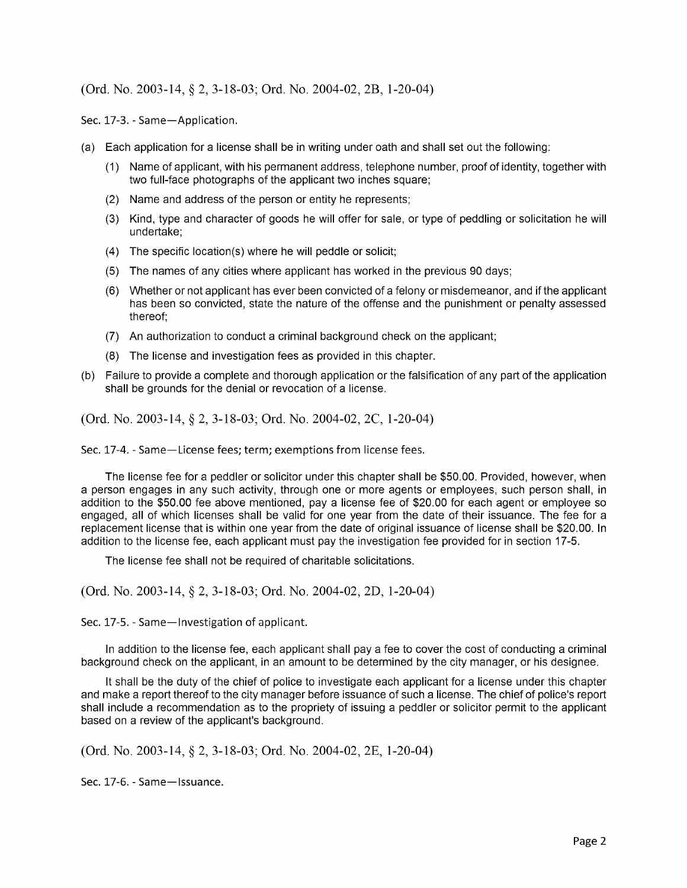(Ord. No. 2003-14, § 2, 3-18-03; Ord. No. 2004-02, 2B, 1-20-04)

Sec. 17-3. - Same—Application.

(a) Each application for a license shall be in writing under oath and shall set out the following:

  (1) Name of applicant, with his permanent address, telephone number, proof of identity, together with two full-face photographs of the applicant two inches square;

  (2) Name and address of the person or entity he represents;

  (3) Kind, type and character of goods he will offer for sale, or type of peddling or solicitation he will undertake;

  (4) The specific location(s) where he will peddle or solicit;

  (5) The names of any cities where applicant has worked in the previous 90 days;

  (6) Whether or not applicant has ever been convicted of a felony or misdemeanor, and if the applicant has been so convicted, state the nature of the offense and the punishment or penalty assessed thereof;

  (7) An authorization to conduct a criminal background check on the applicant;

  (8) The license and investigation fees as provided in this chapter.

(b) Failure to provide a complete and thorough application or the falsification of any part of the application shall be grounds for the denial or revocation of a license.

(Ord. No. 2003-14, § 2, 3-18-03; Ord. No. 2004-02, 2C, 1-20-04)

Sec. 17-4. - Same—License fees; term; exemptions from license fees.

The license fee for a peddler or solicitor under this chapter shall be $50.00. Provided, however, when a person engages in any such activity, through one or more agents or employees, such person shall, in addition to the $50.00 fee above mentioned, pay a license fee of $20.00 for each agent or employee so engaged, all of which licenses shall be valid for one year from the date of their issuance. The fee for a replacement license that is within one year from the date of original issuance of license shall be $20.00. In addition to the license fee, each applicant must pay the investigation fee provided for in section 17-5.

The license fee shall not be required of charitable solicitations.

(Ord. No. 2003-14, § 2, 3-18-03; Ord. No. 2004-02, 2D, 1-20-04)

Sec. 17-5. - Same—Investigation of applicant.

In addition to the license fee, each applicant shall pay a fee to cover the cost of conducting a criminal background check on the applicant, in an amount to be determined by the city manager, or his designee.

It shall be the duty of the chief of police to investigate each applicant for a license under this chapter and make a report thereof to the city manager before issuance of such a license. The chief of police's report shall include a recommendation as to the propriety of issuing a peddler or solicitor permit to the applicant based on a review of the applicant's background.

(Ord. No. 2003-14, § 2, 3-18-03; Ord. No. 2004-02, 2E, 1-20-04)

Sec. 17-6. - Same—Issuance.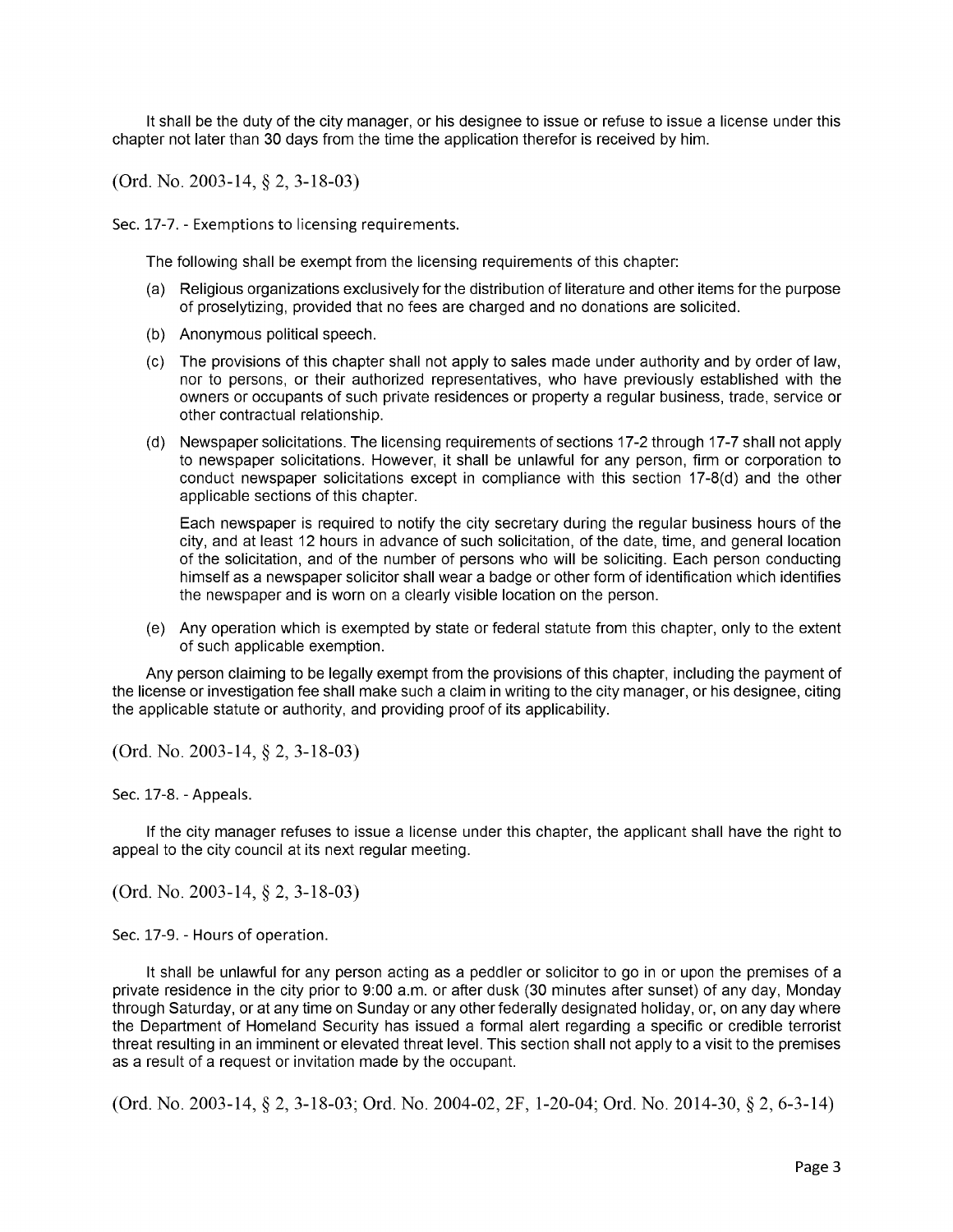It shall be the duty of the city manager, or his designee to issue or refuse to issue a license under this chapter not later than 30 days from the time the application therefor is received by him.

(Ord. No. 2003-14, § 2, 3-18-03)

### Sec. 17-7. - Exemptions to licensing requirements.

The following shall be exempt from the licensing requirements of this chapter:

(a) Religious organizations exclusively for the distribution of literature and other items for the purpose of proselytizing, provided that no fees are charged and no donations are solicited.

(b) Anonymous political speech.

(c) The provisions of this chapter shall not apply to sales made under authority and by order of law, nor to persons, or their authorized representatives, who have previously established with the owners or occupants of such private residences or property a regular business, trade, service or other contractual relationship.

(d) Newspaper solicitations. The licensing requirements of sections 17-2 through 17-7 shall not apply to newspaper solicitations. However, it shall be unlawful for any person, firm or corporation to conduct newspaper solicitations except in compliance with this section 17-8(d) and the other applicable sections of this chapter.

Each newspaper is required to notify the city secretary during the regular business hours of the city, and at least 12 hours in advance of such solicitation, of the date, time, and general location of the solicitation, and of the number of persons who will be soliciting. Each person conducting himself as a newspaper solicitor shall wear a badge or other form of identification which identifies the newspaper and is worn on a clearly visible location on the person.

(e) Any operation which is exempted by state or federal statute from this chapter, only to the extent of such applicable exemption.

Any person claiming to be legally exempt from the provisions of this chapter, including the payment of the license or investigation fee shall make such a claim in writing to the city manager, or his designee, citing the applicable statute or authority, and providing proof of its applicability.

(Ord. No. 2003-14, § 2, 3-18-03)

### Sec. 17-8. - Appeals.

If the city manager refuses to issue a license under this chapter, the applicant shall have the right to appeal to the city council at its next regular meeting.

(Ord. No. 2003-14, § 2, 3-18-03)

### Sec. 17-9. - Hours of operation.

It shall be unlawful for any person acting as a peddler or solicitor to go in or upon the premises of a private residence in the city prior to 9:00 a.m. or after dusk (30 minutes after sunset) of any day, Monday through Saturday, or at any time on Sunday or any other federally designated holiday, or, on any day where the Department of Homeland Security has issued a formal alert regarding a specific or credible terrorist threat resulting in an imminent or elevated threat level. This section shall not apply to a visit to the premises as a result of a request or invitation made by the occupant.

(Ord. No. 2003-14, § 2, 3-18-03; Ord. No. 2004-02, 2F, 1-20-04; Ord. No. 2014-30, § 2, 6-3-14)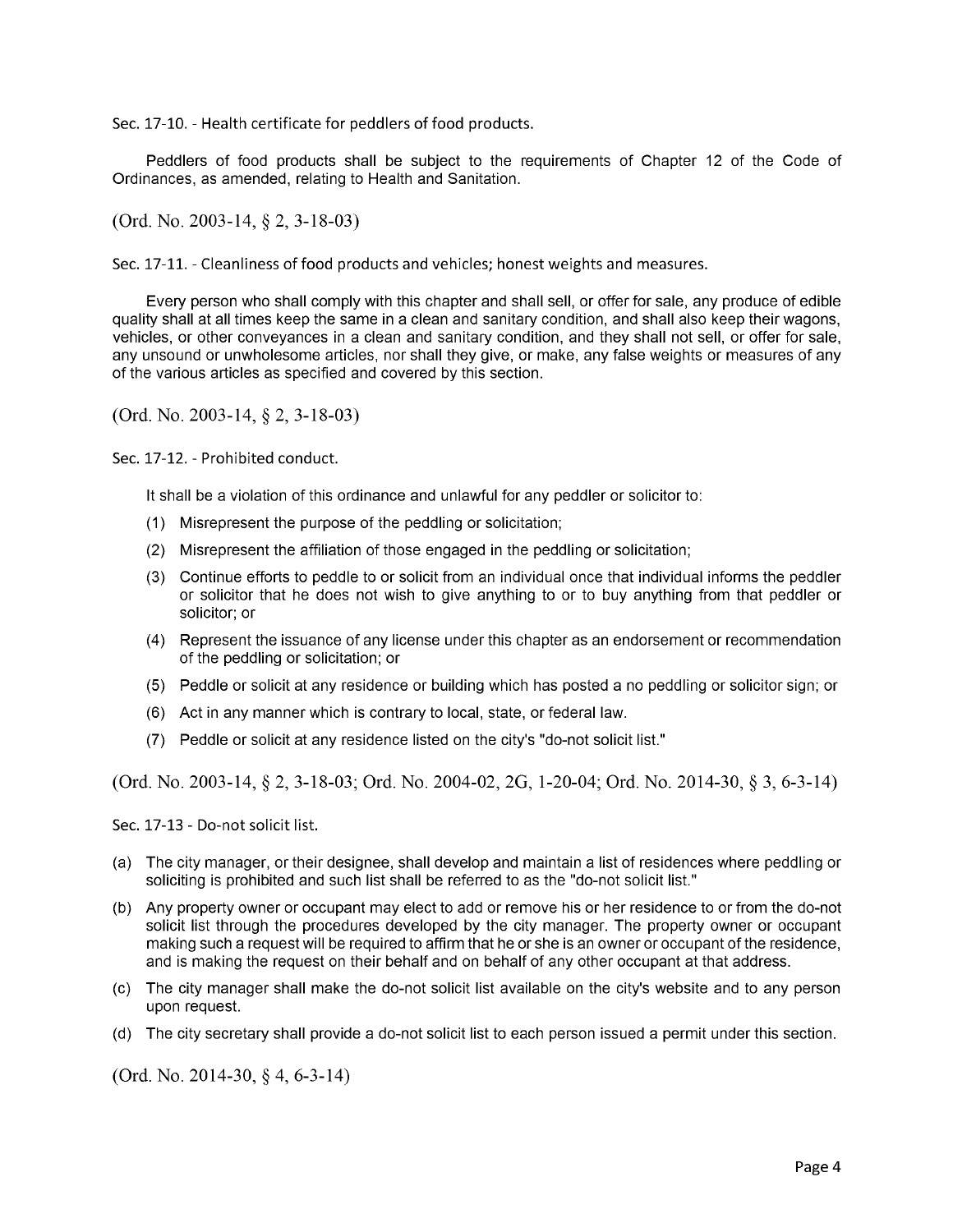### Sec. 17-10. - Health certificate for peddlers of food products.

Peddlers of food products shall be subject to the requirements of Chapter 12 of the Code of Ordinances, as amended, relating to Health and Sanitation.

(Ord. No. 2003-14, § 2, 3-18-03)

### Sec. 17-11. - Cleanliness of food products and vehicles; honest weights and measures.

Every person who shall comply with this chapter and shall sell, or offer for sale, any produce of edible quality shall at all times keep the same in a clean and sanitary condition, and shall also keep their wagons, vehicles, or other conveyances in a clean and sanitary condition, and they shall not sell, or offer for sale, any unsound or unwholesome articles, nor shall they give, or make, any false weights or measures of any of the various articles as specified and covered by this section.

(Ord. No. 2003-14, § 2, 3-18-03)

### Sec. 17-12. - Prohibited conduct.

It shall be a violation of this ordinance and unlawful for any peddler or solicitor to:

(1) Misrepresent the purpose of the peddling or solicitation;

(2) Misrepresent the affiliation of those engaged in the peddling or solicitation;

(3) Continue efforts to peddle to or solicit from an individual once that individual informs the peddler or solicitor that he does not wish to give anything to or to buy anything from that peddler or solicitor; or

(4) Represent the issuance of any license under this chapter as an endorsement or recommendation of the peddling or solicitation; or

(5) Peddle or solicit at any residence or building which has posted a no peddling or solicitor sign; or

(6) Act in any manner which is contrary to local, state, or federal law.

(7) Peddle or solicit at any residence listed on the city's "do-not solicit list."

(Ord. No. 2003-14, § 2, 3-18-03; Ord. No. 2004-02, 2G, 1-20-04; Ord. No. 2014-30, § 3, 6-3-14)

### Sec. 17-13 - Do-not solicit list.

(a) The city manager, or their designee, shall develop and maintain a list of residences where peddling or soliciting is prohibited and such list shall be referred to as the "do-not solicit list."

(b) Any property owner or occupant may elect to add or remove his or her residence to or from the do-not solicit list through the procedures developed by the city manager. The property owner or occupant making such a request will be required to affirm that he or she is an owner or occupant of the residence, and is making the request on their behalf and on behalf of any other occupant at that address.

(c) The city manager shall make the do-not solicit list available on the city's website and to any person upon request.

(d) The city secretary shall provide a do-not solicit list to each person issued a permit under this section.

(Ord. No. 2014-30, § 4, 6-3-14)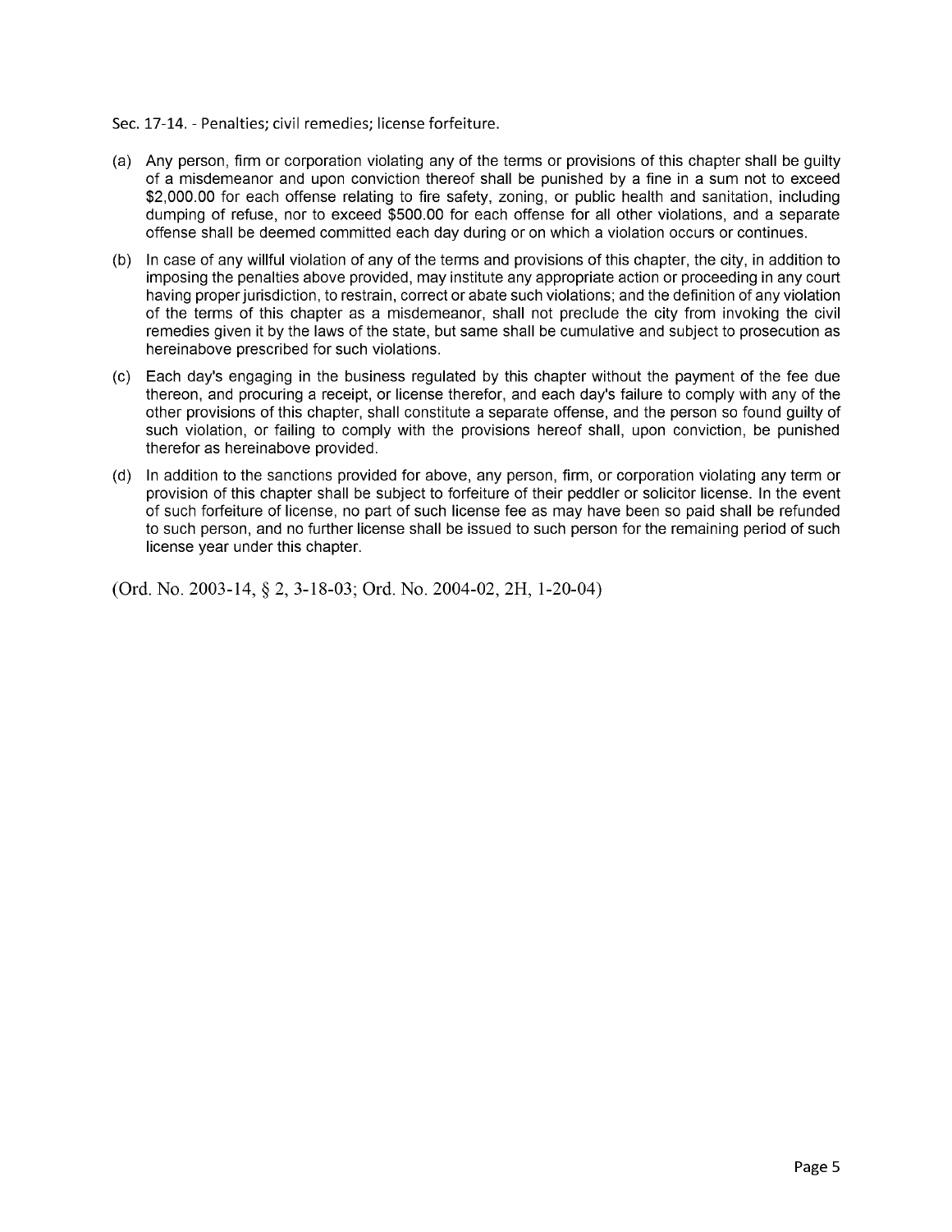Sec. 17-14. - Penalties; civil remedies; license forfeiture.

(a) Any person, firm or corporation violating any of the terms or provisions of this chapter shall be guilty of a misdemeanor and upon conviction thereof shall be punished by a fine in a sum not to exceed $2,000.00 for each offense relating to fire safety, zoning, or public health and sanitation, including dumping of refuse, nor to exceed $500.00 for each offense for all other violations, and a separate offense shall be deemed committed each day during or on which a violation occurs or continues.

(b) In case of any willful violation of any of the terms and provisions of this chapter, the city, in addition to imposing the penalties above provided, may institute any appropriate action or proceeding in any court having proper jurisdiction, to restrain, correct or abate such violations; and the definition of any violation of the terms of this chapter as a misdemeanor, shall not preclude the city from invoking the civil remedies given it by the laws of the state, but same shall be cumulative and subject to prosecution as hereinabove prescribed for such violations.

(c) Each day's engaging in the business regulated by this chapter without the payment of the fee due thereon, and procuring a receipt, or license therefor, and each day's failure to comply with any of the other provisions of this chapter, shall constitute a separate offense, and the person so found guilty of such violation, or failing to comply with the provisions hereof shall, upon conviction, be punished therefor as hereinabove provided.

(d) In addition to the sanctions provided for above, any person, firm, or corporation violating any term or provision of this chapter shall be subject to forfeiture of their peddler or solicitor license. In the event of such forfeiture of license, no part of such license fee as may have been so paid shall be refunded to such person, and no further license shall be issued to such person for the remaining period of such license year under this chapter.

(Ord. No. 2003-14, § 2, 3-18-03; Ord. No. 2004-02, 2H, 1-20-04)